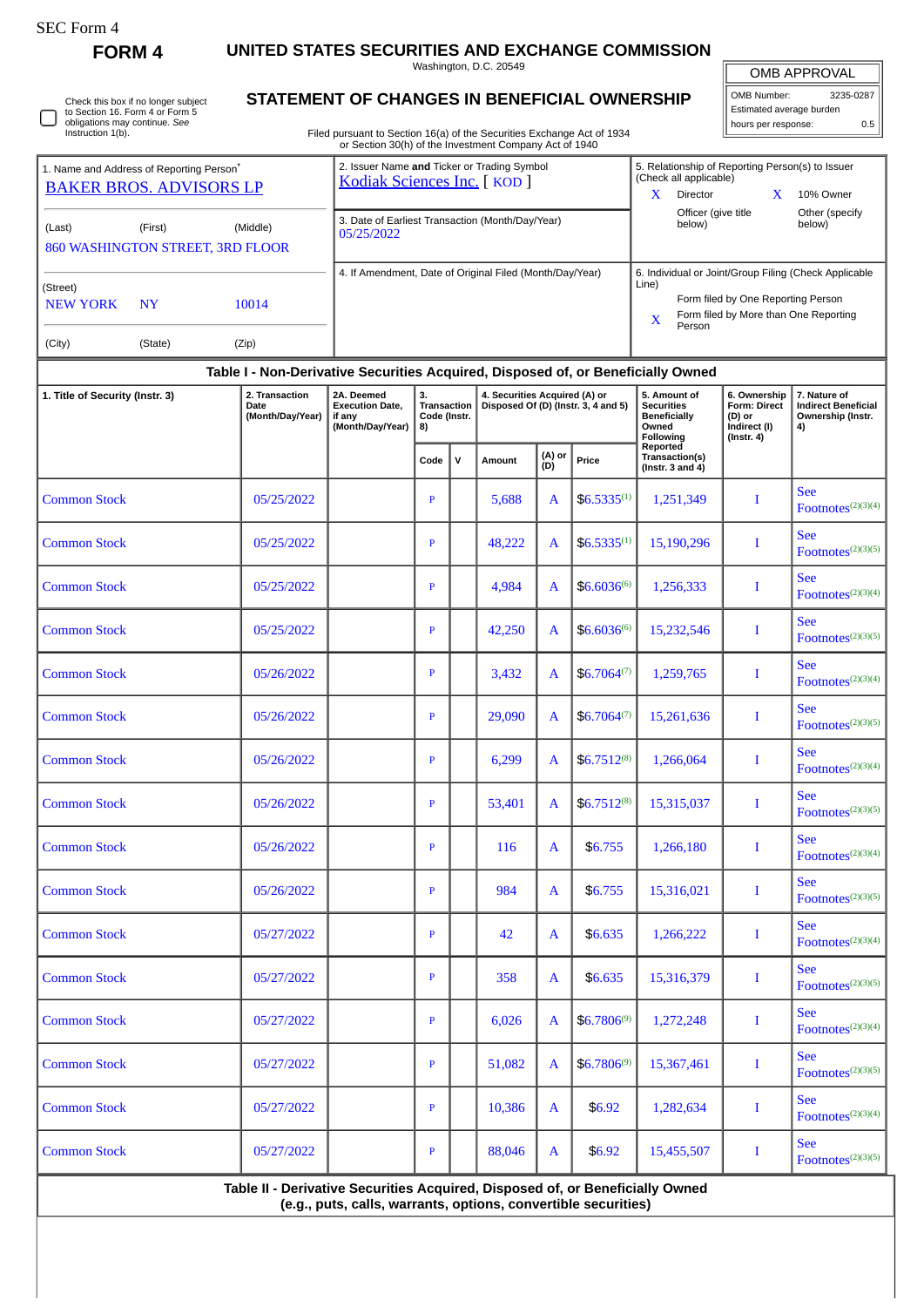SEC Form 4

# FORM 4

## UNITED STATES SECURITIES AND EXCHANGE COMMISSION

Washington, D.C. 20549

## STATEMENT OF CHANGES IN BENEFICIAL OWNERSHIP

Filed pursuant to Section 16(a) of the Securities Exchange Act of 1934 or Section 30(h) of the Investment Company Act of 1940

☐ Check this box if no longer subject to Section 16. Form 4 or Form 5 obligations may continue. *See* Instruction 1(b).

| OMB APPROVAL | |
|---|---|
| OMB Number: | 3235-0287 |
| Estimated average burden | |
| hours per response: | 0.5 |

| 1. Name and Address of Reporting Person* | 2. Issuer Name **and** Ticker or Trading Symbol | 5. Relationship of Reporting Person(s) to Issuer (Check all applicable) |
|---|---|---|
| BAKER BROS. ADVISORS LP | Kodiak Sciences Inc. [ KOD ] | X Director; X 10% Owner; Officer (give title below); Other (specify below) |
| (Last) (First) (Middle) 860 WASHINGTON STREET, 3RD FLOOR | 3. Date of Earliest Transaction (Month/Day/Year) 05/25/2022 | |
| (Street) NEW YORK NY 10014 | 4. If Amendment, Date of Original Filed (Month/Day/Year) | 6. Individual or Joint/Group Filing (Check Applicable Line): Form filed by One Reporting Person; X Form filed by More than One Reporting Person |
| (City) (State) (Zip) | | |

### Table I - Non-Derivative Securities Acquired, Disposed of, or Beneficially Owned

| 1. Title of Security (Instr. 3) | 2. Transaction Date (Month/Day/Year) | 2A. Deemed Execution Date, if any (Month/Day/Year) | 3. Transaction Code (Instr. 8) | | 4. Securities Acquired (A) or Disposed Of (D) (Instr. 3, 4 and 5) | | | 5. Amount of Securities Beneficially Owned Following Reported Transaction(s) (Instr. 3 and 4) | 6. Ownership Form: Direct (D) or Indirect (I) (Instr. 4) | 7. Nature of Indirect Beneficial Ownership (Instr. 4) |
|---|---|---|---|---|---|---|---|---|---|---|
| | | | Code | V | Amount | (A) or (D) | Price | | | |
| Common Stock | 05/25/2022 | | P | | 5,688 | A | $6.5335(1) | 1,251,349 | I | See Footnotes(2)(3)(4) |
| Common Stock | 05/25/2022 | | P | | 48,222 | A | $6.5335(1) | 15,190,296 | I | See Footnotes(2)(3)(5) |
| Common Stock | 05/25/2022 | | P | | 4,984 | A | $6.6036(6) | 1,256,333 | I | See Footnotes(2)(3)(4) |
| Common Stock | 05/25/2022 | | P | | 42,250 | A | $6.6036(6) | 15,232,546 | I | See Footnotes(2)(3)(5) |
| Common Stock | 05/26/2022 | | P | | 3,432 | A | $6.7064(7) | 1,259,765 | I | See Footnotes(2)(3)(4) |
| Common Stock | 05/26/2022 | | P | | 29,090 | A | $6.7064(7) | 15,261,636 | I | See Footnotes(2)(3)(5) |
| Common Stock | 05/26/2022 | | P | | 6,299 | A | $6.7512(8) | 1,266,064 | I | See Footnotes(2)(3)(4) |
| Common Stock | 05/26/2022 | | P | | 53,401 | A | $6.7512(8) | 15,315,037 | I | See Footnotes(2)(3)(5) |
| Common Stock | 05/26/2022 | | P | | 116 | A | $6.755 | 1,266,180 | I | See Footnotes(2)(3)(4) |
| Common Stock | 05/26/2022 | | P | | 984 | A | $6.755 | 15,316,021 | I | See Footnotes(2)(3)(5) |
| Common Stock | 05/27/2022 | | P | | 42 | A | $6.635 | 1,266,222 | I | See Footnotes(2)(3)(4) |
| Common Stock | 05/27/2022 | | P | | 358 | A | $6.635 | 15,316,379 | I | See Footnotes(2)(3)(5) |
| Common Stock | 05/27/2022 | | P | | 6,026 | A | $6.7806(9) | 1,272,248 | I | See Footnotes(2)(3)(4) |
| Common Stock | 05/27/2022 | | P | | 51,082 | A | $6.7806(9) | 15,367,461 | I | See Footnotes(2)(3)(5) |
| Common Stock | 05/27/2022 | | P | | 10,386 | A | $6.92 | 1,282,634 | I | See Footnotes(2)(3)(4) |
| Common Stock | 05/27/2022 | | P | | 88,046 | A | $6.92 | 15,455,507 | I | See Footnotes(2)(3)(5) |

### Table II - Derivative Securities Acquired, Disposed of, or Beneficially Owned (e.g., puts, calls, warrants, options, convertible securities)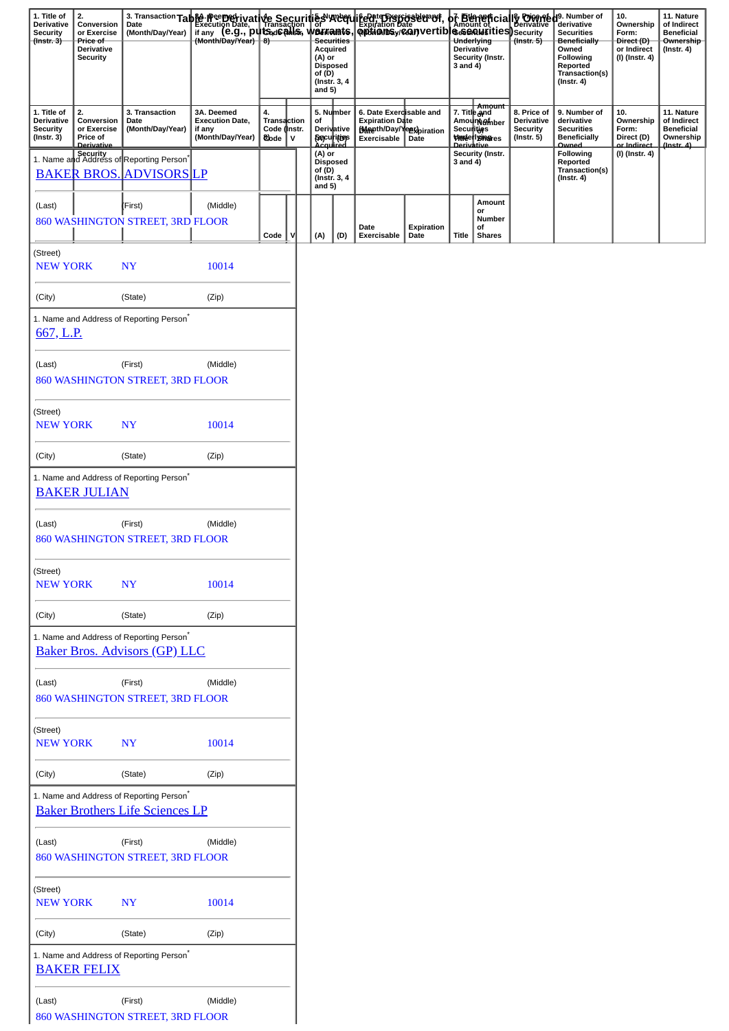## Table II - Derivative Securities Acquired, Disposed of, or Beneficially Owned
### (e.g., puts, calls, warrants, options, convertible securities)

| 1. Title of Derivative Security (Instr. 3) | 2. Conversion or Exercise Price of Derivative Security | 3. Transaction Date (Month/Day/Year) | 3A. Deemed Execution Date, if any (Month/Day/Year) | 4. Transaction Code (Instr. 8) | | 5. Number of Derivative Securities Acquired (A) or Disposed of (D) (Instr. 3, 4 and 5) | | 6. Date Exercisable and Expiration Date (Month/Day/Year) | | 7. Title and Amount of Securities Underlying Derivative Security (Instr. 3 and 4) | | 8. Price of Derivative Security (Instr. 5) | 9. Number of derivative Securities Beneficially Owned Following Reported Transaction(s) (Instr. 4) | 10. Ownership Form: Direct (D) or Indirect (I) (Instr. 4) | 11. Nature of Indirect Beneficial Ownership (Instr. 4) |
|---|---|---|---|---|---|---|---|---|---|---|---|---|---|---|---|
| | | | | Code | V | (A) | (D) | Date Exercisable | Expiration Date | Title | Amount or Number of Shares | | | | |

1. Name and Address of Reporting Person*

BAKER BROS. ADVISORS LP

(Last) (First) (Middle)

860 WASHINGTON STREET, 3RD FLOOR

(Street)

NEW YORK NY 10014

(City) (State) (Zip)

1. Name and Address of Reporting Person*

667, L.P.

(Last) (First) (Middle)

860 WASHINGTON STREET, 3RD FLOOR

(Street)

NEW YORK NY 10014

(City) (State) (Zip)

1. Name and Address of Reporting Person*

BAKER JULIAN

(Last) (First) (Middle)

860 WASHINGTON STREET, 3RD FLOOR

(Street)

NEW YORK NY 10014

(City) (State) (Zip)

1. Name and Address of Reporting Person*

Baker Bros. Advisors (GP) LLC

(Last) (First) (Middle)

860 WASHINGTON STREET, 3RD FLOOR

(Street)

NEW YORK NY 10014

(City) (State) (Zip)

1. Name and Address of Reporting Person*

Baker Brothers Life Sciences LP

(Last) (First) (Middle)

860 WASHINGTON STREET, 3RD FLOOR

(Street)

NEW YORK NY 10014

(City) (State) (Zip)

1. Name and Address of Reporting Person*

BAKER FELIX

(Last) (First) (Middle)

860 WASHINGTON STREET, 3RD FLOOR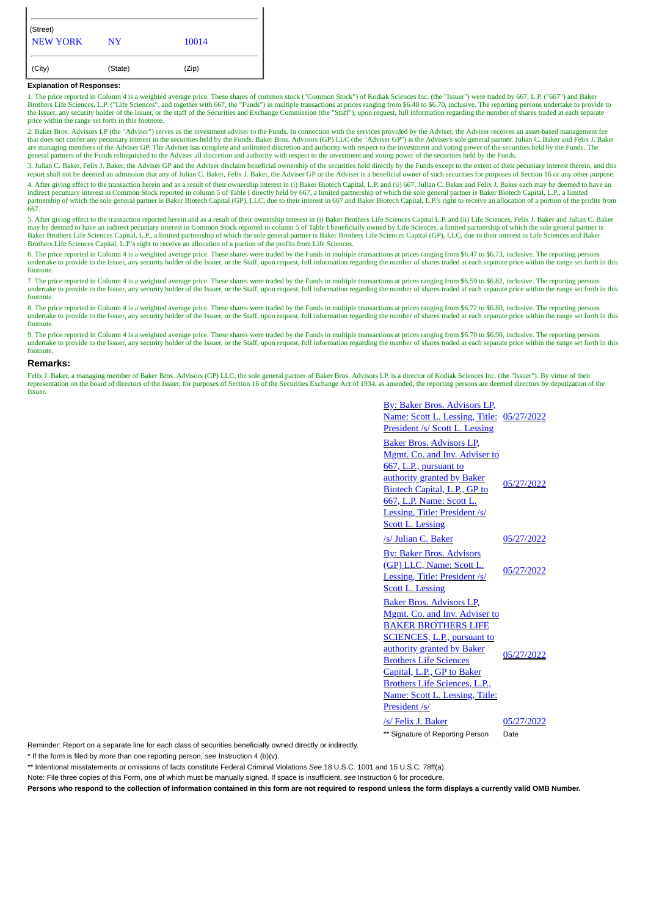| | | |
|---|---|---|
| (Street) | | |
| NEW YORK | NY | 10014 |
| (City) | (State) | (Zip) |

**Explanation of Responses:**

1. The price reported in Column 4 is a weighted average price. These shares of common stock ("Common Stock") of Kodiak Sciences Inc. (the "Issuer") were traded by 667, L.P. ("667") and Baker Brothers Life Sciences, L.P. ("Life Sciences", and together with 667, the "Funds") in multiple transactions at prices ranging from $6.48 to $6.70, inclusive. The reporting persons undertake to provide to the Issuer, any security holder of the Issuer, or the staff of the Securities and Exchange Commission (the "Staff"), upon request, full information regarding the number of shares traded at each separate price within the range set forth in this footnote.

2. Baker Bros. Advisors LP (the "Adviser") serves as the investment adviser to the Funds. In connection with the services provided by the Adviser, the Adviser receives an asset-based management fee that does not confer any pecuniary interest in the securities held by the Funds. Baker Bros. Advisors (GP) LLC (the "Adviser GP") is the Adviser's sole general partner. Julian C. Baker and Felix J. Baker are managing members of the Adviser GP. The Adviser has complete and unlimited discretion and authority with respect to the investment and voting power of the securities held by the Funds. The general partners of the Funds relinquished to the Adviser all discretion and authority with respect to the investment and voting power of the securities held by the Funds.

3. Julian C. Baker, Felix J. Baker, the Adviser GP and the Adviser disclaim beneficial ownership of the securities held directly by the Funds except to the extent of their pecuniary interest therein, and this report shall not be deemed an admission that any of Julian C. Baker, Felix J. Baker, the Adviser GP or the Adviser is a beneficial owner of such securities for purposes of Section 16 or any other purpose.

4. After giving effect to the transaction herein and as a result of their ownership interest in (i) Baker Biotech Capital, L.P. and (ii) 667, Julian C. Baker and Felix J. Baker each may be deemed to have an indirect pecuniary interest in Common Stock reported in column 5 of Table I directly held by 667, a limited partnership of which the sole general partner is Baker Biotech Capital, L.P., a limited partnership of which the sole general partner is Baker Biotech Capital (GP), LLC, due to their interest in 667 and Baker Biotech Capital, L.P.'s right to receive an allocation of a portion of the profits from 667.

5. After giving effect to the transaction reported herein and as a result of their ownership interest in (i) Baker Brothers Life Sciences Capital L.P. and (ii) Life Sciences, Felix J. Baker and Julian C. Baker may be deemed to have an indirect pecuniary interest in Common Stock reported in column 5 of Table I beneficially owned by Life Sciences, a limited partnership of which the sole general partner is Baker Brothers Life Sciences Capital, L.P., a limited partnership of which the sole general partner is Baker Brothers Life Sciences Capital (GP), LLC, due to their interest in Life Sciences and Baker Brothers Life Sciences Capital, L.P.'s right to receive an allocation of a portion of the profits from Life Sciences.

6. The price reported in Column 4 is a weighted average price. These shares were traded by the Funds in multiple transactions at prices ranging from $6.47 to $6.73, inclusive. The reporting persons undertake to provide to the Issuer, any security holder of the Issuer, or the Staff, upon request, full information regarding the number of shares traded at each separate price within the range set forth in this footnote.

7. The price reported in Column 4 is a weighted average price. These shares were traded by the Funds in multiple transactions at prices ranging from $6.59 to $6.82, inclusive. The reporting persons undertake to provide to the Issuer, any security holder of the Issuer, or the Staff, upon request, full information regarding the number of shares traded at each separate price within the range set forth in this footnote.

8. The price reported in Column 4 is a weighted average price. These shares were traded by the Funds in multiple transactions at prices ranging from $6.72 to $6.80, inclusive. The reporting persons undertake to provide to the Issuer, any security holder of the Issuer, or the Staff, upon request, full information regarding the number of shares traded at each separate price within the range set forth in this footnote.

9. The price reported in Column 4 is a weighted average price. These shares were traded by the Funds in multiple transactions at prices ranging from $6.70 to $6.90, inclusive. The reporting persons undertake to provide to the Issuer, any security holder of the Issuer, or the Staff, upon request, full information regarding the number of shares traded at each separate price within the range set forth in this footnote.

## Remarks:

Felix J. Baker, a managing member of Baker Bros. Advisors (GP) LLC, the sole general partner of Baker Bros. Advisors LP, is a director of Kodiak Sciences Inc. (the "Issuer"). By virtue of their representation on the board of directors of the Issuer, for purposes of Section 16 of the Securities Exchange Act of 1934, as amended, the reporting persons are deemed directors by deputization of the Issuer.

| ** Signature of Reporting Person | Date |
|---|---|
| By: Baker Bros. Advisors LP, Name: Scott L. Lessing, Title: President /s/ Scott L. Lessing | 05/27/2022 |
| Baker Bros. Advisors LP, Mgmt. Co. and Inv. Adviser to 667, L.P., pursuant to authority granted by Baker Biotech Capital, L.P., GP to 667, L.P. Name: Scott L. Lessing, Title: President /s/ Scott L. Lessing | 05/27/2022 |
| /s/ Julian C. Baker | 05/27/2022 |
| By: Baker Bros. Advisors (GP) LLC, Name: Scott L. Lessing, Title: President /s/ Scott L. Lessing | 05/27/2022 |
| Baker Bros. Advisors LP, Mgmt. Co. and Inv. Adviser to BAKER BROTHERS LIFE SCIENCES, L.P., pursuant to authority granted by Baker Brothers Life Sciences Capital, L.P., GP to Baker Brothers Life Sciences, L.P., Name: Scott L. Lessing, Title: President /s/ | 05/27/2022 |
| /s/ Felix J. Baker | 05/27/2022 |

Reminder: Report on a separate line for each class of securities beneficially owned directly or indirectly.

\* If the form is filed by more than one reporting person, *see* Instruction 4 (b)(v).

\*\* Intentional misstatements or omissions of facts constitute Federal Criminal Violations *See* 18 U.S.C. 1001 and 15 U.S.C. 78ff(a).

Note: File three copies of this Form, one of which must be manually signed. If space is insufficient, *see* Instruction 6 for procedure.

**Persons who respond to the collection of information contained in this form are not required to respond unless the form displays a currently valid OMB Number.**